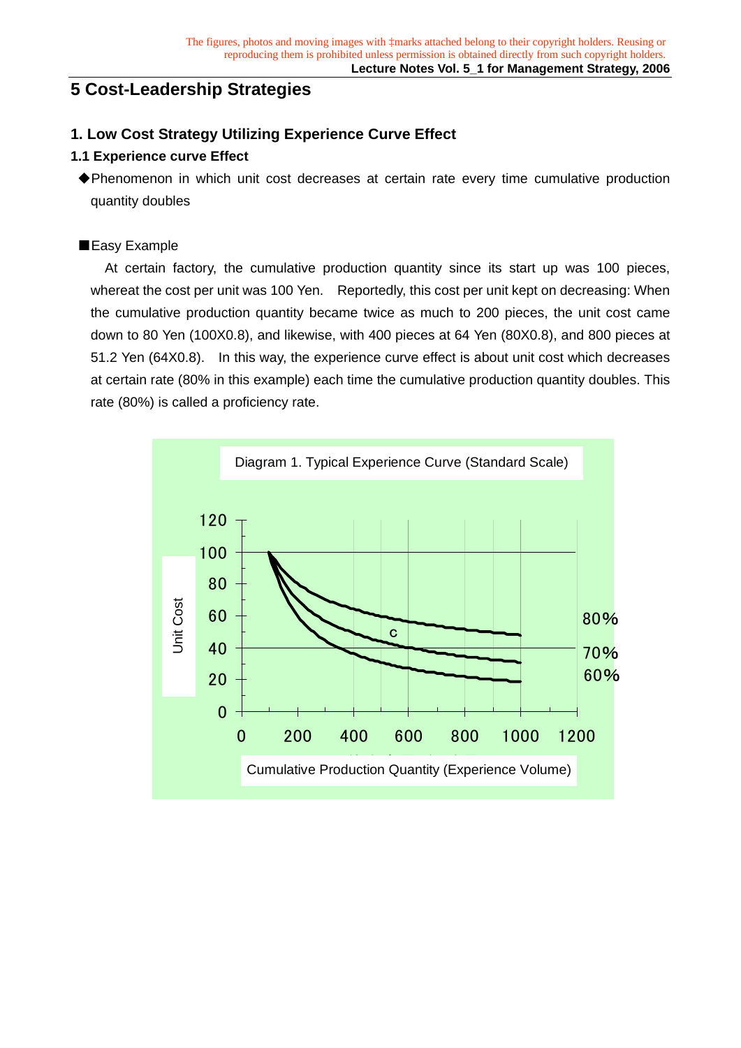# 5 Cost-Leadership Strategies

## 1. Low Cost Strategy Utilizing Experience Curve Effect

### 1.1 Experience curve Effect

◆Phenomenon in which unit cost decreases at certain rate every time cumulative production quantity doubles

■Easy Example

At certain factory, the cumulative production quantity since its start up was 100 pieces, whereat the cost per unit was 100 Yen. Reportedly, this cost per unit kept on decreasing: When the cumulative production quantity became twice as much to 200 pieces, the unit cost came down to 80 Yen (100X0.8), and likewise, with 400 pieces at 64 Yen (80X0.8), and 800 pieces at 51.2 Yen (64X0.8). In this way, the experience curve effect is about unit cost which decreases at certain rate (80% in this example) each time the cumulative production quantity doubles. This rate (80%) is called a proficiency rate.

Diagram 1. Typical Experience Curve (Standard Scale)

Unit Cost

120
100
80
60
40
20
0

80%
70%
60%

c

0 200 400 600 800 1000 1200

Cumulative Production Quantity (Experience Volume)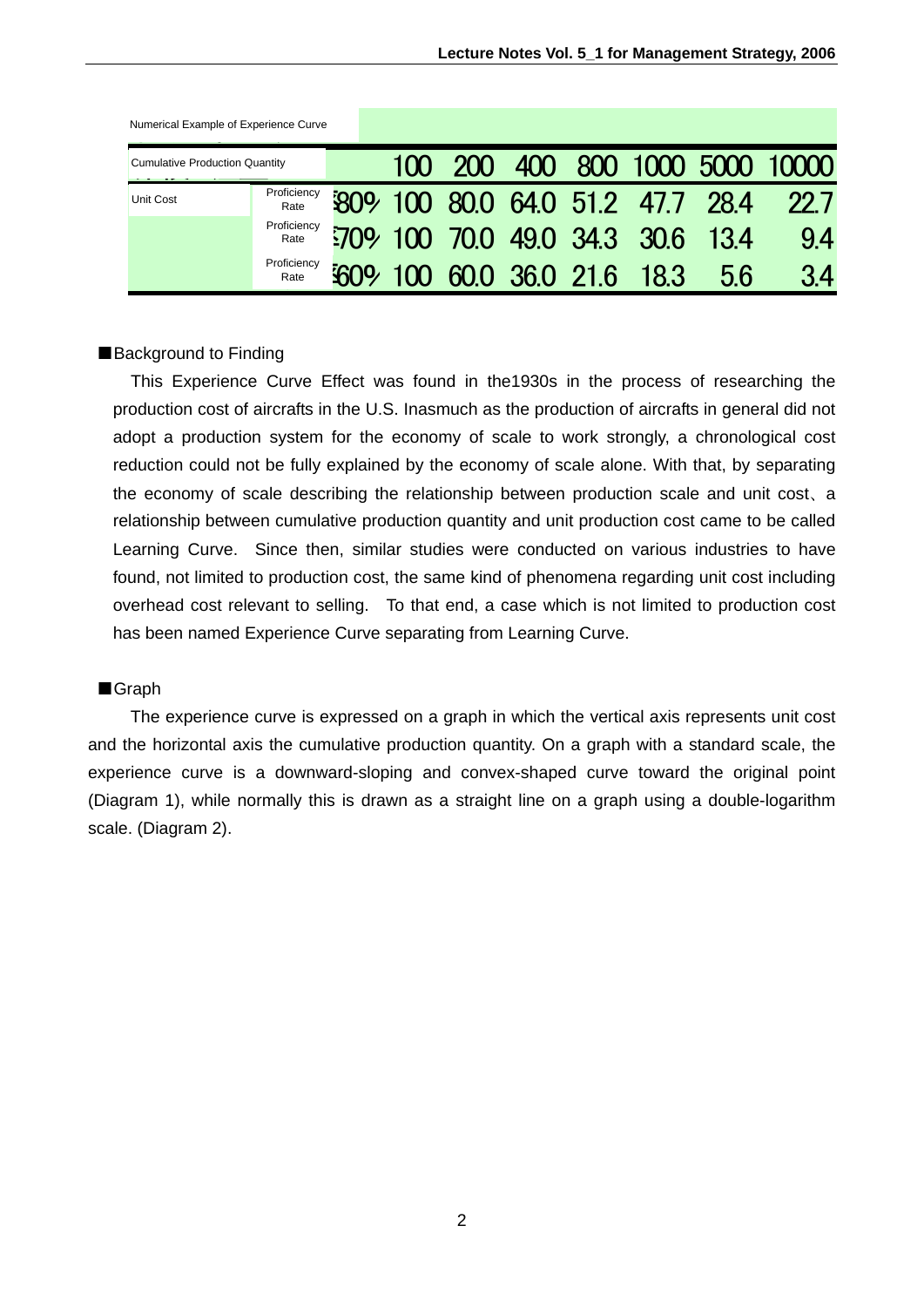| Numerical Example of Experience Curve | | | | | | | | | |
|---|---|---|---|---|---|---|---|---|---|
| Cumulative Production Quantity | | | 100 | 200 | 400 | 800 | 1000 | 5000 | 10000 |
| Unit Cost | Proficiency Rate | 80% | 100 | 80.0 | 64.0 | 51.2 | 47.7 | 28.4 | 22.7 |
| | Proficiency Rate | 70% | 100 | 70.0 | 49.0 | 34.3 | 30.6 | 13.4 | 9.4 |
| | Proficiency Rate | 60% | 100 | 60.0 | 36.0 | 21.6 | 18.3 | 5.6 | 3.4 |

■Background to Finding

This Experience Curve Effect was found in the1930s in the process of researching the production cost of aircrafts in the U.S. Inasmuch as the production of aircrafts in general did not adopt a production system for the economy of scale to work strongly, a chronological cost reduction could not be fully explained by the economy of scale alone. With that, by separating the economy of scale describing the relationship between production scale and unit cost、a relationship between cumulative production quantity and unit production cost came to be called Learning Curve. Since then, similar studies were conducted on various industries to have found, not limited to production cost, the same kind of phenomena regarding unit cost including overhead cost relevant to selling. To that end, a case which is not limited to production cost has been named Experience Curve separating from Learning Curve.

■Graph

The experience curve is expressed on a graph in which the vertical axis represents unit cost and the horizontal axis the cumulative production quantity. On a graph with a standard scale, the experience curve is a downward-sloping and convex-shaped curve toward the original point (Diagram 1), while normally this is drawn as a straight line on a graph using a double-logarithm scale. (Diagram 2).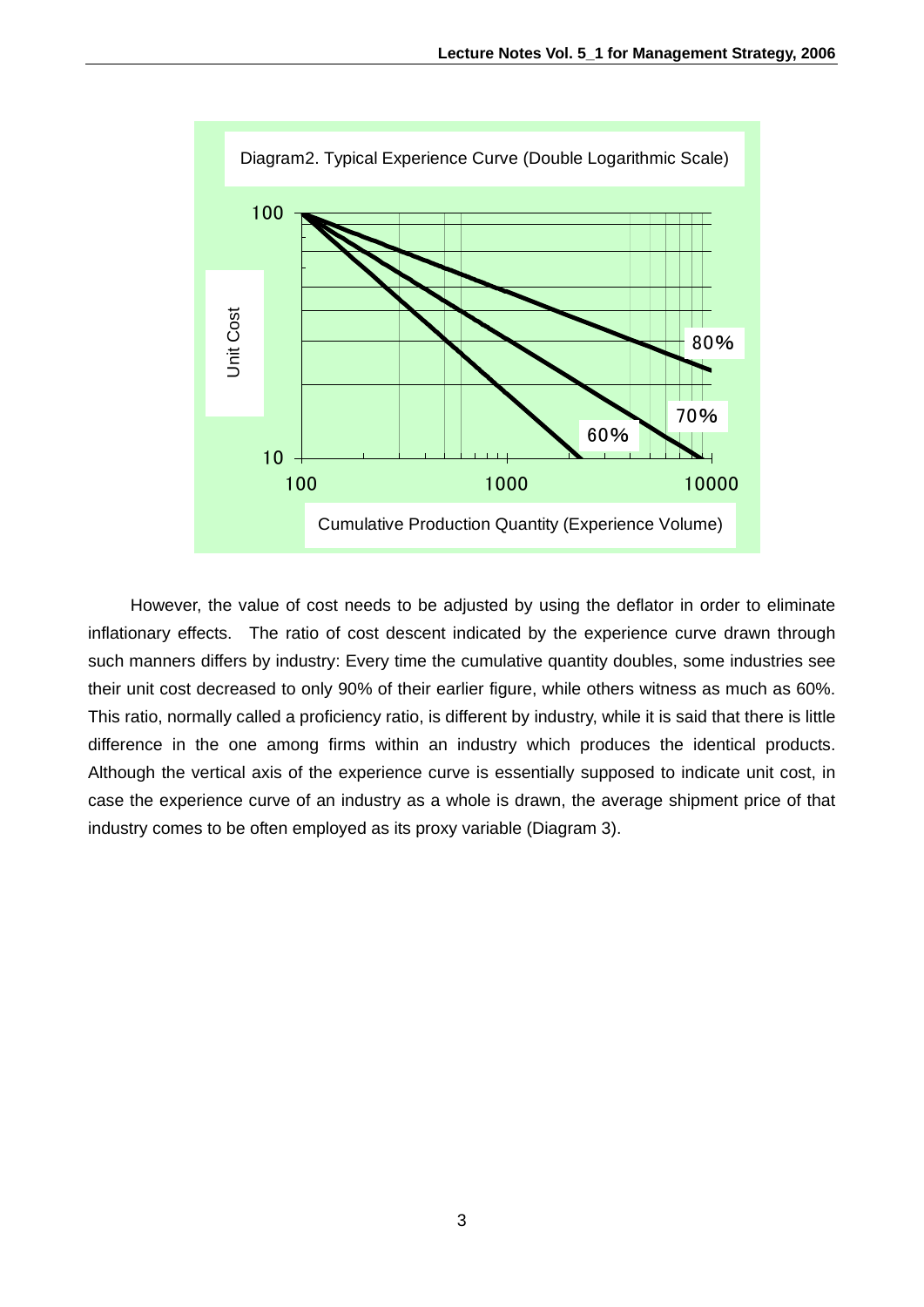Diagram2. Typical Experience Curve (Double Logarithmic Scale)

However, the value of cost needs to be adjusted by using the deflator in order to eliminate inflationary effects. The ratio of cost descent indicated by the experience curve drawn through such manners differs by industry: Every time the cumulative quantity doubles, some industries see their unit cost decreased to only 90% of their earlier figure, while others witness as much as 60%. This ratio, normally called a proficiency ratio, is different by industry, while it is said that there is little difference in the one among firms within an industry which produces the identical products. Although the vertical axis of the experience curve is essentially supposed to indicate unit cost, in case the experience curve of an industry as a whole is drawn, the average shipment price of that industry comes to be often employed as its proxy variable (Diagram 3).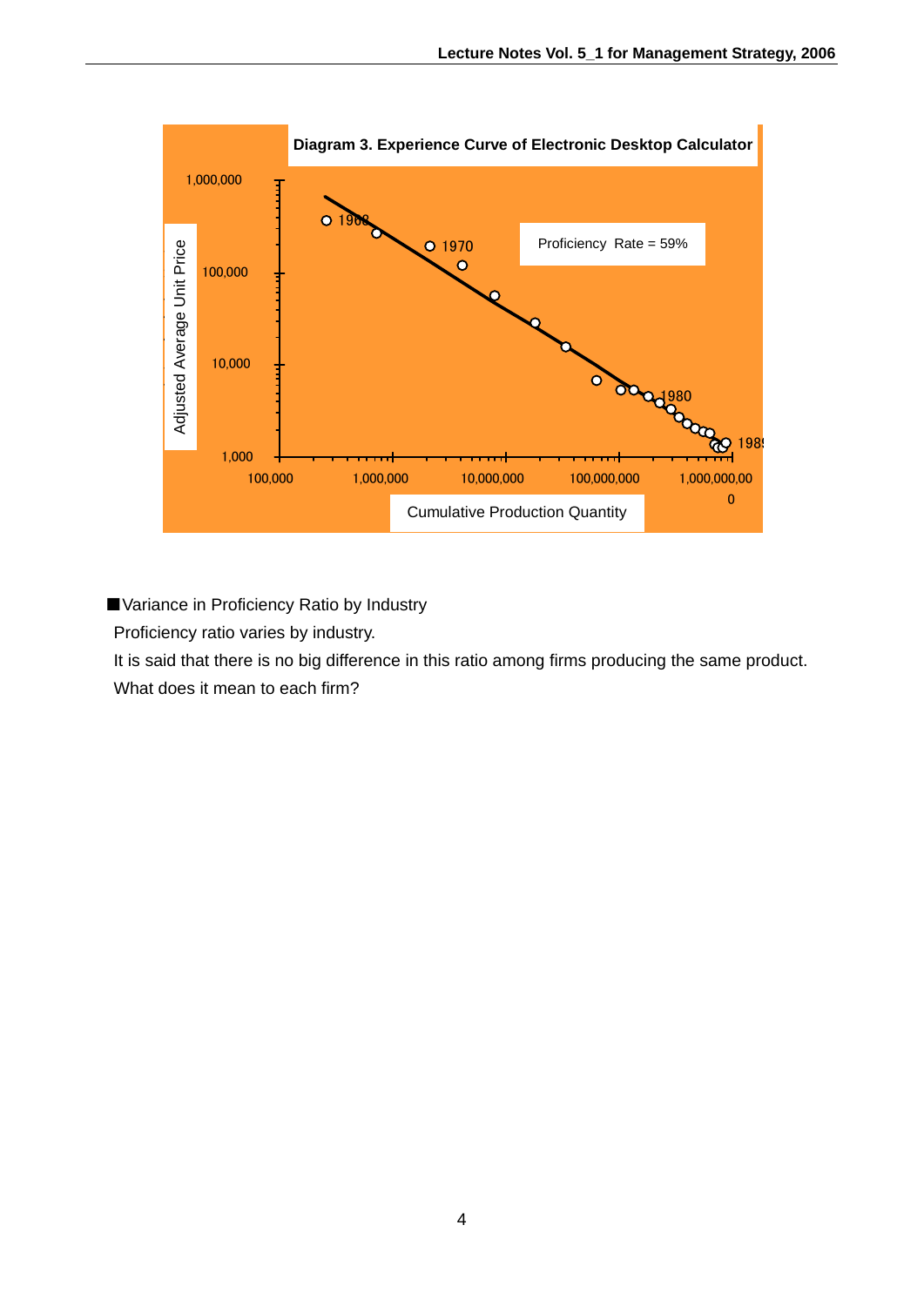**Diagram 3. Experience Curve of Electronic Desktop Calculator**

Proficiency Rate = 59%

Adjusted Average Unit Price

1,000,000

100,000

10,000

1,000

100,000 1,000,000 10,000,000 100,000,000 1,000,000,000

Cumulative Production Quantity

1968 1970 1980 1989

■Variance in Proficiency Ratio by Industry

Proficiency ratio varies by industry.

It is said that there is no big difference in this ratio among firms producing the same product.

What does it mean to each firm?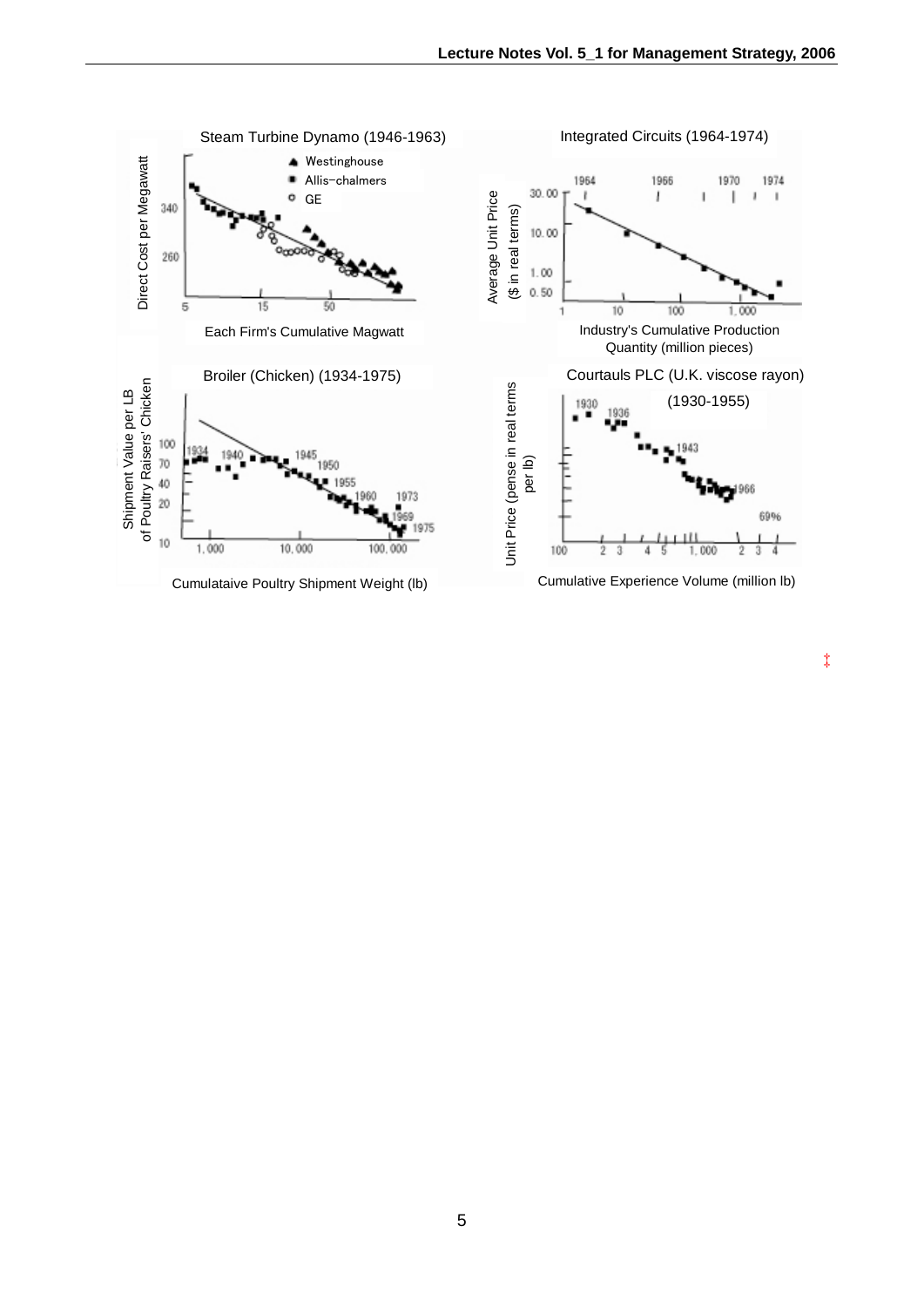Steam Turbine Dynamo (1946-1963)

- Westinghouse
- Allis-chalmers
- GE

Direct Cost per Megawatt

340

260

5 15 50

Each Firm's Cumulative Magwatt

Integrated Circuits (1964-1974)

1964 1966 1970 1974

Average Unit Price ($ in real terms)

30.00

10.00

1.00

0.50

1 10 100 1,000

Industry's Cumulative Production Quantity (million pieces)

Broiler (Chicken) (1934-1975)

Shipment Value per LB of Poultry Raisers' Chicken

100

70

40

20

10

1934 1940 1945 1950 1955 1960 1969 1973 1975

1,000 10,000 100,000

Cumulataive Poultry Shipment Weight (lb)

Courtauls PLC (U.K. viscose rayon) (1930-1955)

Unit Price (pense in real terms per lb)

1930 1936 1943 1966

69%

100 2 3 4 5 1,000 2 3 4

Cumulative Experience Volume (million lb)

‡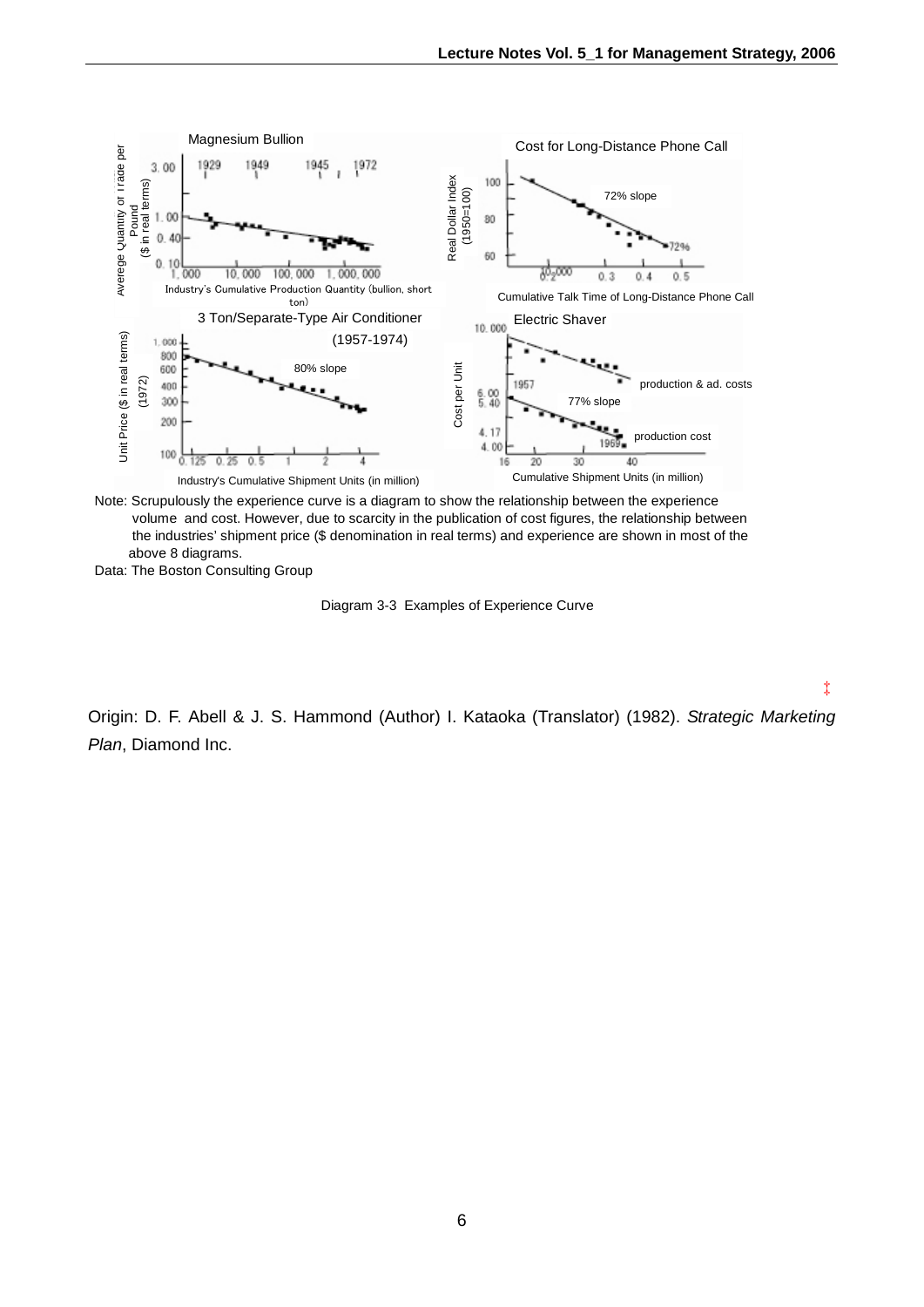Magnesium Bullion

Avarege Quantity of Trade per Pound ($ in real terms)

Industry's Cumulative Production Quantity (bullion, short ton)

Cost for Long-Distance Phone Call

Real Dollar Index (1950=100)

72% slope

Cumulative Talk Time of Long-Distance Phone Call

3 Ton/Separate-Type Air Conditioner (1957-1974)

Unit Price ($ in real terms) (1972)

80% slope

Industry's Cumulative Shipment Units (in million)

Electric Shaver

Cost per Unit

production & ad. costs

77% slope

production cost

Cumulative Shipment Units (in million)

Note: Scrupulously the experience curve is a diagram to show the relationship between the experience volume and cost. However, due to scarcity in the publication of cost figures, the relationship between the industries' shipment price ($ denomination in real terms) and experience are shown in most of the above 8 diagrams.

Data: The Boston Consulting Group

Diagram 3-3 Examples of Experience Curve

‡

Origin: D. F. Abell & J. S. Hammond (Author) I. Kataoka (Translator) (1982). *Strategic Marketing Plan*, Diamond Inc.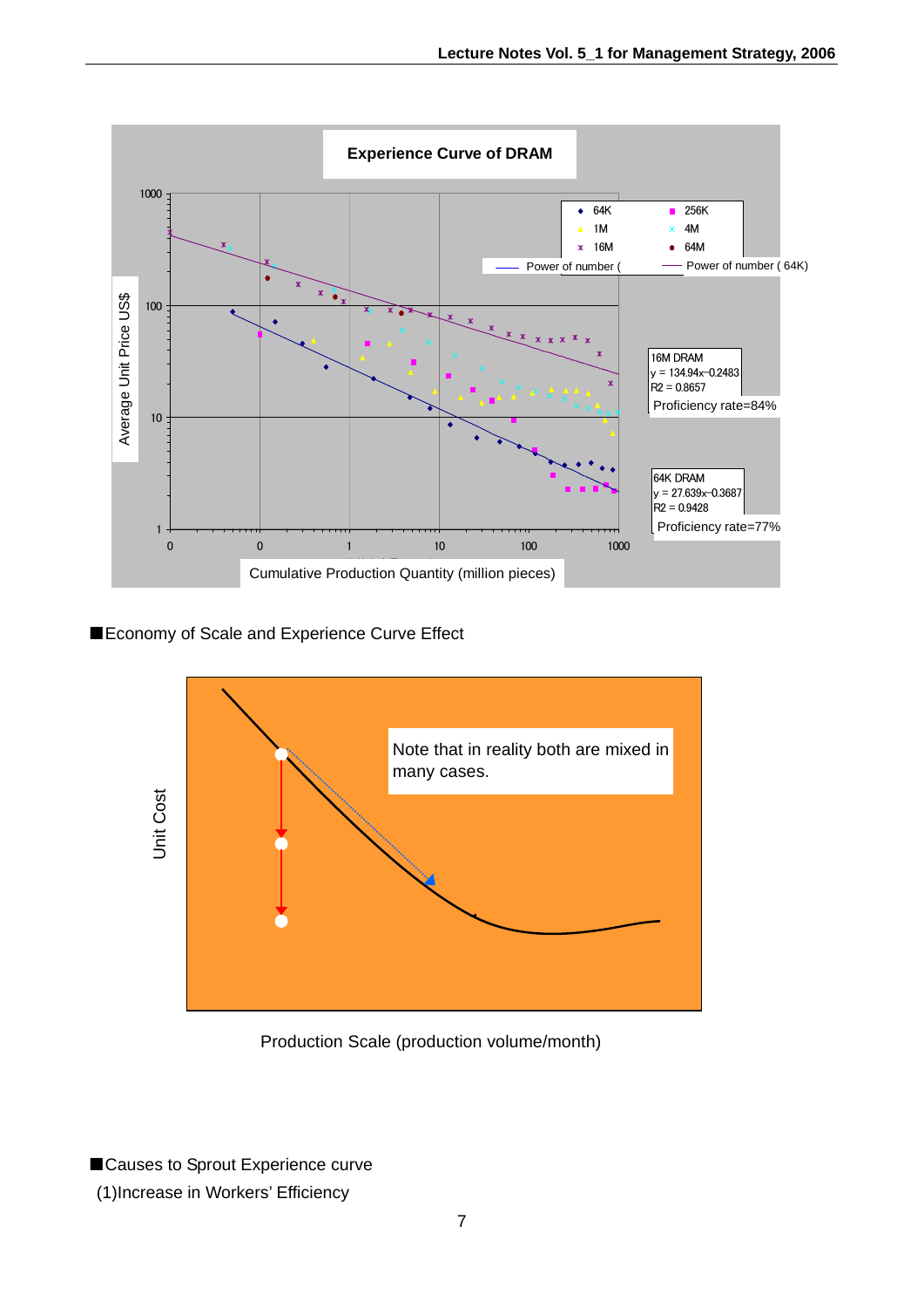**Experience Curve of DRAM**

Average Unit Price US$ vs. Cumulative Production Quantity (million pieces)

Legend: 64K, 256K, 1M, 4M, 16M, 64M, Power of number (, Power of number ( 64K)

16M DRAM
$y = 134.94x^{-0.2483}$
$R^2 = 0.8657$
Proficiency rate=84%

64K DRAM
$y = 27.639x^{-0.3687}$
$R^2 = 0.9428$
Proficiency rate=77%

■Economy of Scale and Experience Curve Effect

Note that in reality both are mixed in many cases.

Unit Cost

Production Scale (production volume/month)

■Causes to Sprout Experience curve

(1)Increase in Workers' Efficiency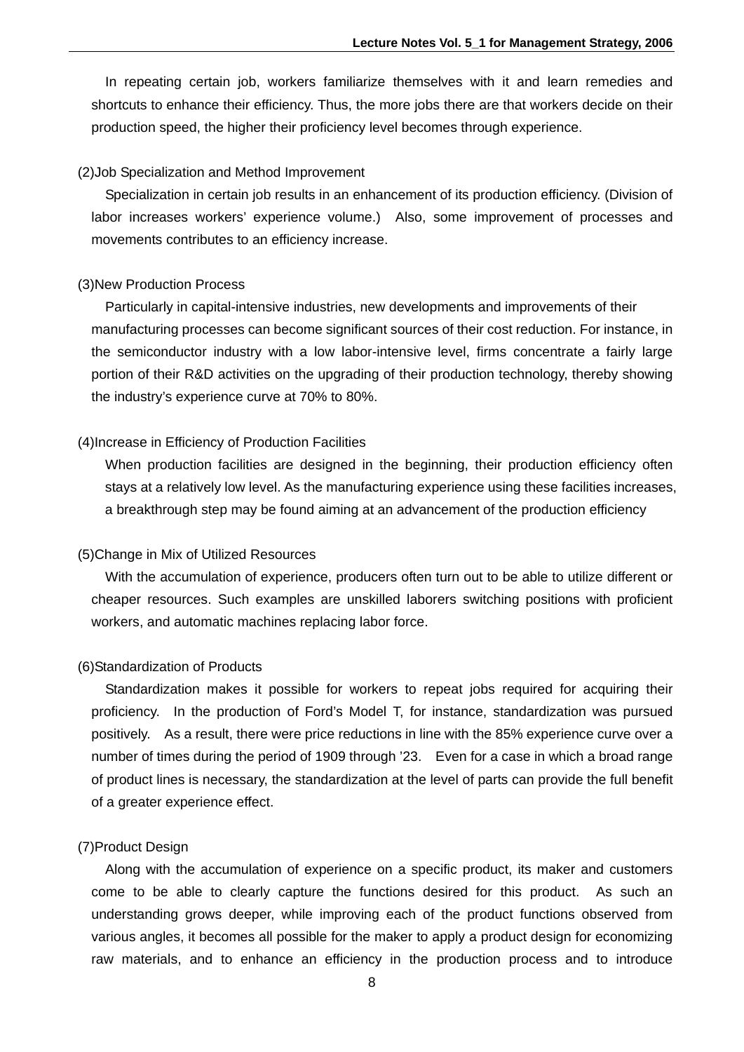In repeating certain job, workers familiarize themselves with it and learn remedies and shortcuts to enhance their efficiency. Thus, the more jobs there are that workers decide on their production speed, the higher their proficiency level becomes through experience.

(2)Job Specialization and Method Improvement

Specialization in certain job results in an enhancement of its production efficiency. (Division of labor increases workers' experience volume.) Also, some improvement of processes and movements contributes to an efficiency increase.

(3)New Production Process

Particularly in capital-intensive industries, new developments and improvements of their manufacturing processes can become significant sources of their cost reduction. For instance, in the semiconductor industry with a low labor-intensive level, firms concentrate a fairly large portion of their R&D activities on the upgrading of their production technology, thereby showing the industry's experience curve at 70% to 80%.

(4)Increase in Efficiency of Production Facilities

When production facilities are designed in the beginning, their production efficiency often stays at a relatively low level. As the manufacturing experience using these facilities increases, a breakthrough step may be found aiming at an advancement of the production efficiency

(5)Change in Mix of Utilized Resources

With the accumulation of experience, producers often turn out to be able to utilize different or cheaper resources. Such examples are unskilled laborers switching positions with proficient workers, and automatic machines replacing labor force.

(6)Standardization of Products

Standardization makes it possible for workers to repeat jobs required for acquiring their proficiency. In the production of Ford's Model T, for instance, standardization was pursued positively. As a result, there were price reductions in line with the 85% experience curve over a number of times during the period of 1909 through '23. Even for a case in which a broad range of product lines is necessary, the standardization at the level of parts can provide the full benefit of a greater experience effect.

(7)Product Design

Along with the accumulation of experience on a specific product, its maker and customers come to be able to clearly capture the functions desired for this product. As such an understanding grows deeper, while improving each of the product functions observed from various angles, it becomes all possible for the maker to apply a product design for economizing raw materials, and to enhance an efficiency in the production process and to introduce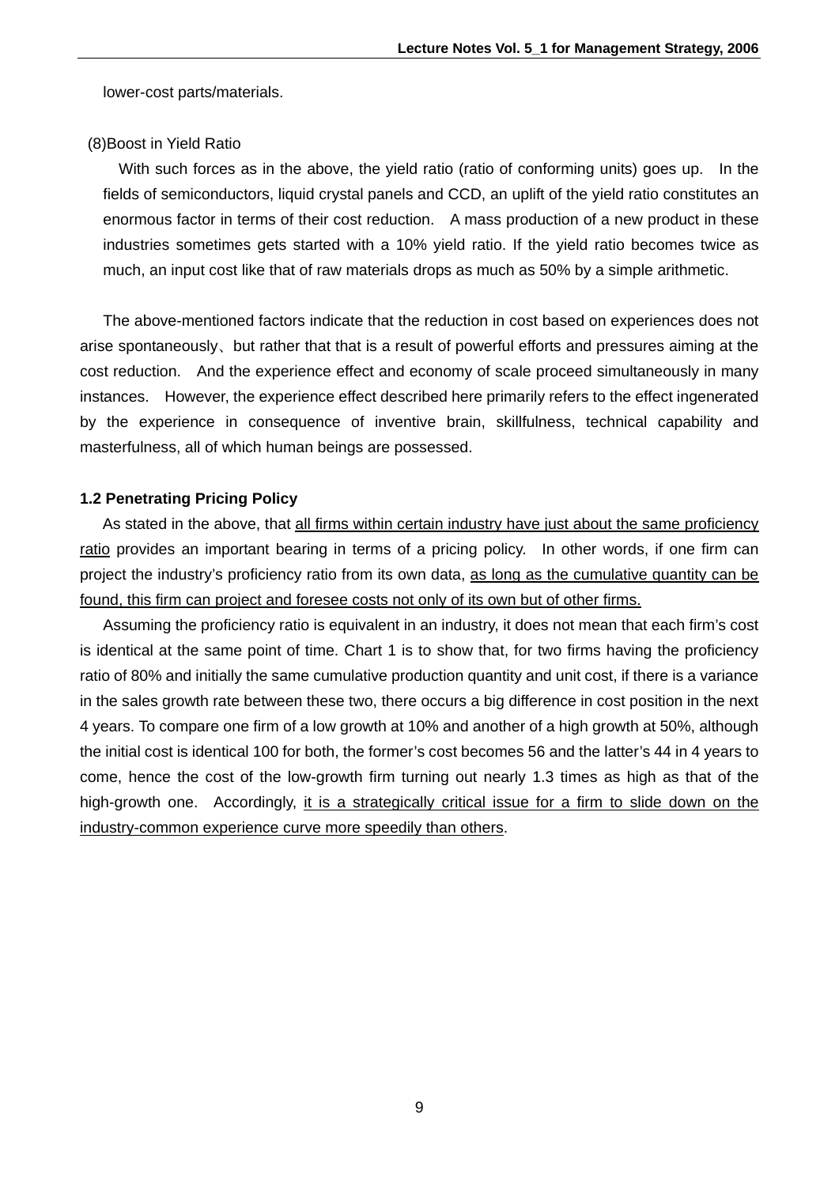lower-cost parts/materials.

(8)Boost in Yield Ratio

With such forces as in the above, the yield ratio (ratio of conforming units) goes up. In the fields of semiconductors, liquid crystal panels and CCD, an uplift of the yield ratio constitutes an enormous factor in terms of their cost reduction. A mass production of a new product in these industries sometimes gets started with a 10% yield ratio. If the yield ratio becomes twice as much, an input cost like that of raw materials drops as much as 50% by a simple arithmetic.

The above-mentioned factors indicate that the reduction in cost based on experiences does not arise spontaneously、but rather that that is a result of powerful efforts and pressures aiming at the cost reduction. And the experience effect and economy of scale proceed simultaneously in many instances. However, the experience effect described here primarily refers to the effect ingenerated by the experience in consequence of inventive brain, skillfulness, technical capability and masterfulness, all of which human beings are possessed.

### 1.2 Penetrating Pricing Policy

As stated in the above, that <u>all firms within certain industry have just about the same proficiency ratio</u> provides an important bearing in terms of a pricing policy. In other words, if one firm can project the industry's proficiency ratio from its own data, <u>as long as the cumulative quantity can be found, this firm can project and foresee costs not only of its own but of other firms.</u>

Assuming the proficiency ratio is equivalent in an industry, it does not mean that each firm's cost is identical at the same point of time. Chart 1 is to show that, for two firms having the proficiency ratio of 80% and initially the same cumulative production quantity and unit cost, if there is a variance in the sales growth rate between these two, there occurs a big difference in cost position in the next 4 years. To compare one firm of a low growth at 10% and another of a high growth at 50%, although the initial cost is identical 100 for both, the former's cost becomes 56 and the latter's 44 in 4 years to come, hence the cost of the low-growth firm turning out nearly 1.3 times as high as that of the high-growth one. Accordingly, <u>it is a strategically critical issue for a firm to slide down on the industry-common experience curve more speedily than others</u>.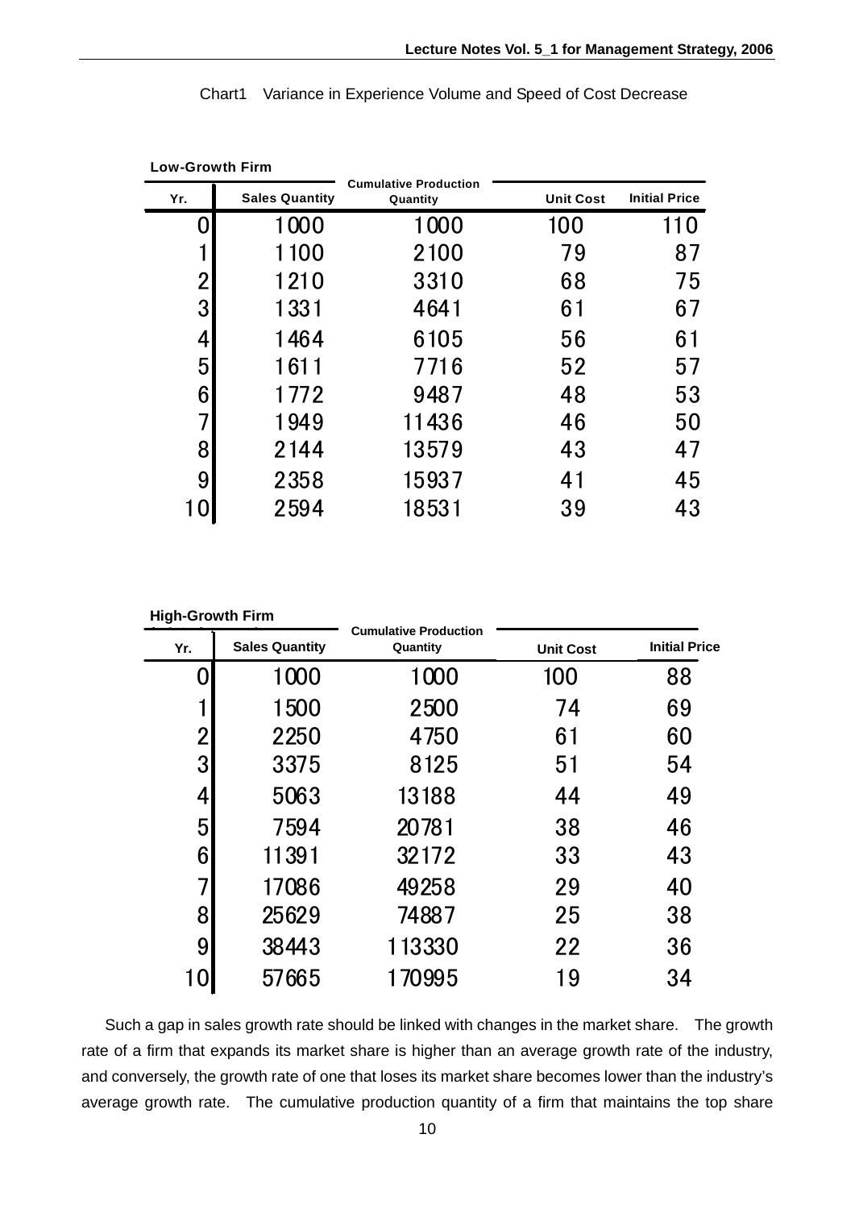Chart1 Variance in Experience Volume and Speed of Cost Decrease

**Low-Growth Firm**

| Yr. | Sales Quantity | Cumulative Production Quantity | Unit Cost | Initial Price |
|---|---|---|---|---|
| 0 | 1000 | 1000 | 100 | 110 |
| 1 | 1100 | 2100 | 79 | 87 |
| 2 | 1210 | 3310 | 68 | 75 |
| 3 | 1331 | 4641 | 61 | 67 |
| 4 | 1464 | 6105 | 56 | 61 |
| 5 | 1611 | 7716 | 52 | 57 |
| 6 | 1772 | 9487 | 48 | 53 |
| 7 | 1949 | 11436 | 46 | 50 |
| 8 | 2144 | 13579 | 43 | 47 |
| 9 | 2358 | 15937 | 41 | 45 |
| 10 | 2594 | 18531 | 39 | 43 |

**High-Growth Firm**

| Yr. | Sales Quantity | Cumulative Production Quantity | Unit Cost | Initial Price |
|---|---|---|---|---|
| 0 | 1000 | 1000 | 100 | 88 |
| 1 | 1500 | 2500 | 74 | 69 |
| 2 | 2250 | 4750 | 61 | 60 |
| 3 | 3375 | 8125 | 51 | 54 |
| 4 | 5063 | 13188 | 44 | 49 |
| 5 | 7594 | 20781 | 38 | 46 |
| 6 | 11391 | 32172 | 33 | 43 |
| 7 | 17086 | 49258 | 29 | 40 |
| 8 | 25629 | 74887 | 25 | 38 |
| 9 | 38443 | 113330 | 22 | 36 |
| 10 | 57665 | 170995 | 19 | 34 |

Such a gap in sales growth rate should be linked with changes in the market share. The growth rate of a firm that expands its market share is higher than an average growth rate of the industry, and conversely, the growth rate of one that loses its market share becomes lower than the industry's average growth rate. The cumulative production quantity of a firm that maintains the top share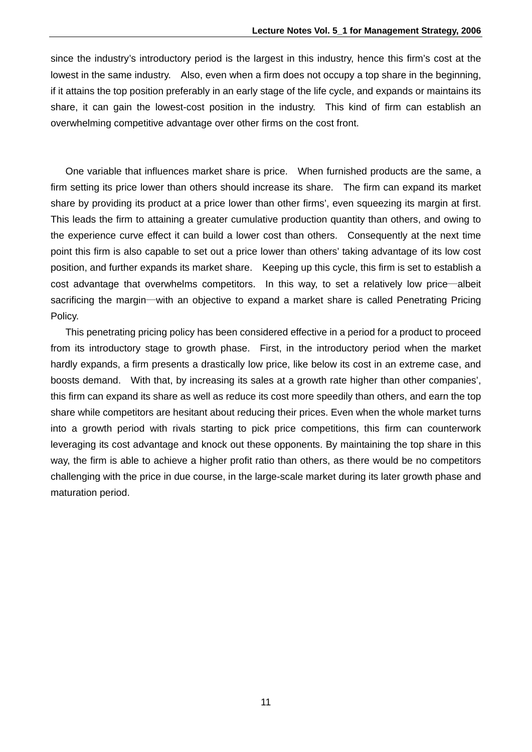since the industry's introductory period is the largest in this industry, hence this firm's cost at the lowest in the same industry. Also, even when a firm does not occupy a top share in the beginning, if it attains the top position preferably in an early stage of the life cycle, and expands or maintains its share, it can gain the lowest-cost position in the industry. This kind of firm can establish an overwhelming competitive advantage over other firms on the cost front.

One variable that influences market share is price. When furnished products are the same, a firm setting its price lower than others should increase its share. The firm can expand its market share by providing its product at a price lower than other firms', even squeezing its margin at first. This leads the firm to attaining a greater cumulative production quantity than others, and owing to the experience curve effect it can build a lower cost than others. Consequently at the next time point this firm is also capable to set out a price lower than others' taking advantage of its low cost position, and further expands its market share. Keeping up this cycle, this firm is set to establish a cost advantage that overwhelms competitors. In this way, to set a relatively low price—albeit sacrificing the margin—with an objective to expand a market share is called Penetrating Pricing Policy.

This penetrating pricing policy has been considered effective in a period for a product to proceed from its introductory stage to growth phase. First, in the introductory period when the market hardly expands, a firm presents a drastically low price, like below its cost in an extreme case, and boosts demand. With that, by increasing its sales at a growth rate higher than other companies', this firm can expand its share as well as reduce its cost more speedily than others, and earn the top share while competitors are hesitant about reducing their prices. Even when the whole market turns into a growth period with rivals starting to pick price competitions, this firm can counterwork leveraging its cost advantage and knock out these opponents. By maintaining the top share in this way, the firm is able to achieve a higher profit ratio than others, as there would be no competitors challenging with the price in due course, in the large-scale market during its later growth phase and maturation period.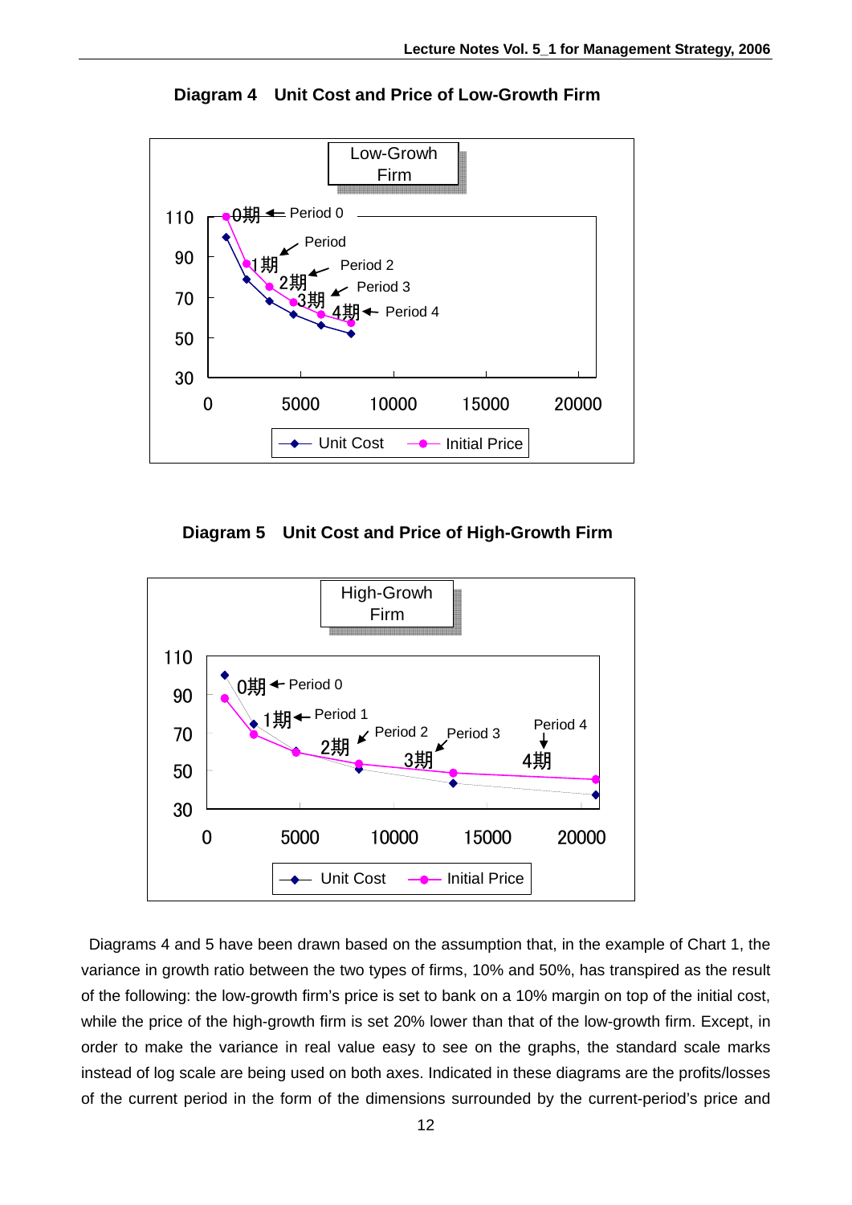**Diagram 4　Unit Cost and Price of Low-Growth Firm**

Low-Growh Firm

0期 ← Period 0
1期 ← Period
2期 ← Period 2
3期 ← Period 3
4期 ← Period 4

Unit Cost　Initial Price

**Diagram 5　Unit Cost and Price of High-Growth Firm**

High-Growh Firm

0期 ← Period 0
1期 ← Period 1
2期 ← Period 2
3期 ← Period 3
4期 ← Period 4

Unit Cost　Initial Price

Diagrams 4 and 5 have been drawn based on the assumption that, in the example of Chart 1, the variance in growth ratio between the two types of firms, 10% and 50%, has transpired as the result of the following: the low-growth firm's price is set to bank on a 10% margin on top of the initial cost, while the price of the high-growth firm is set 20% lower than that of the low-growth firm. Except, in order to make the variance in real value easy to see on the graphs, the standard scale marks instead of log scale are being used on both axes. Indicated in these diagrams are the profits/losses of the current period in the form of the dimensions surrounded by the current-period's price and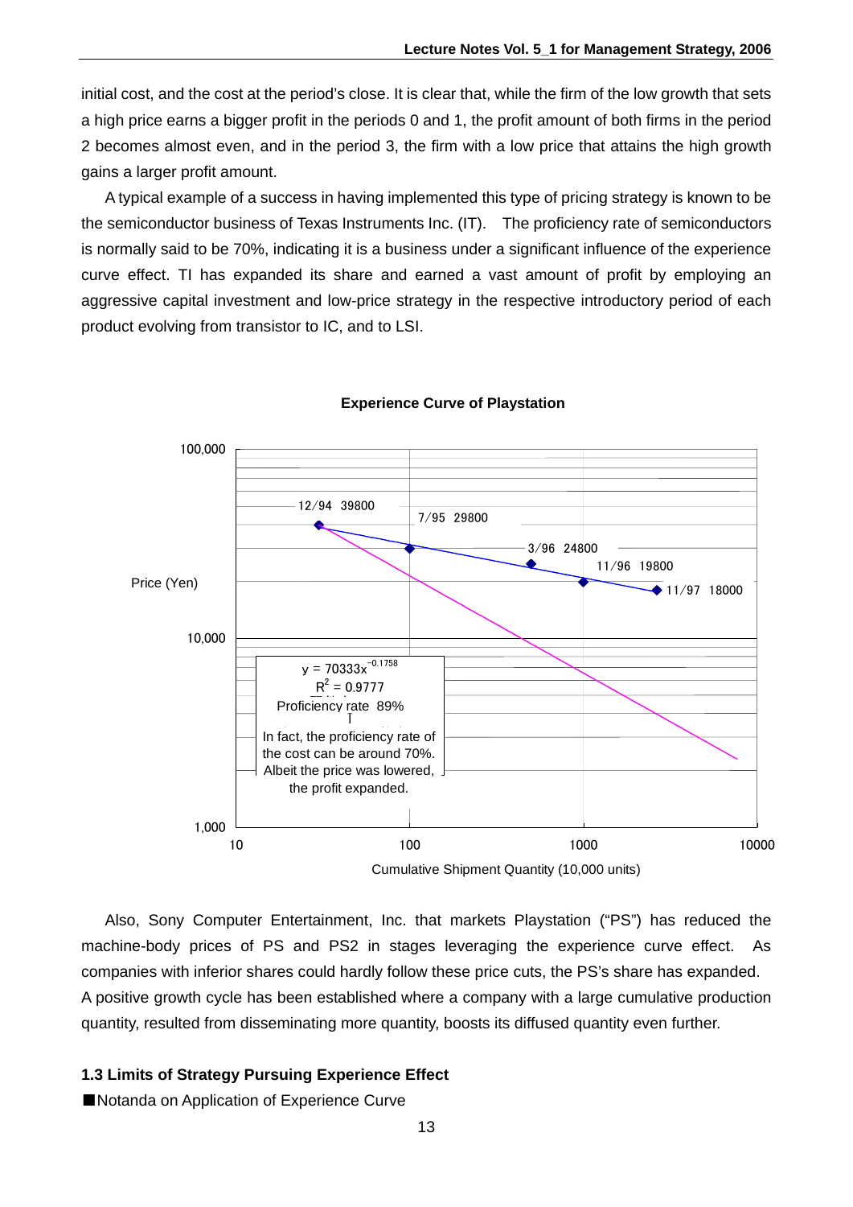initial cost, and the cost at the period's close. It is clear that, while the firm of the low growth that sets a high price earns a bigger profit in the periods 0 and 1, the profit amount of both firms in the period 2 becomes almost even, and in the period 3, the firm with a low price that attains the high growth gains a larger profit amount.

A typical example of a success in having implemented this type of pricing strategy is known to be the semiconductor business of Texas Instruments Inc. (IT). The proficiency rate of semiconductors is normally said to be 70%, indicating it is a business under a significant influence of the experience curve effect. TI has expanded its share and earned a vast amount of profit by employing an aggressive capital investment and low-price strategy in the respective introductory period of each product evolving from transistor to IC, and to LSI.

**Experience Curve of Playstation**

Price (Yen) — 100,000; 10,000; 1,000

Data points: 12/94 39800; 7/95 29800; 3/96 24800; 11/96 19800; 11/97 18000

$y = 70333x^{-0.1758}$

$R^2 = 0.9777$

Proficiency rate 89%

In fact, the proficiency rate of the cost can be around 70%. Albeit the price was lowered, the profit expanded.

10 — 100 — 1000 — 10000

Cumulative Shipment Quantity (10,000 units)

Also, Sony Computer Entertainment, Inc. that markets Playstation ("PS") has reduced the machine-body prices of PS and PS2 in stages leveraging the experience curve effect. As companies with inferior shares could hardly follow these price cuts, the PS's share has expanded. A positive growth cycle has been established where a company with a large cumulative production quantity, resulted from disseminating more quantity, boosts its diffused quantity even further.

### 1.3 Limits of Strategy Pursuing Experience Effect

■Notanda on Application of Experience Curve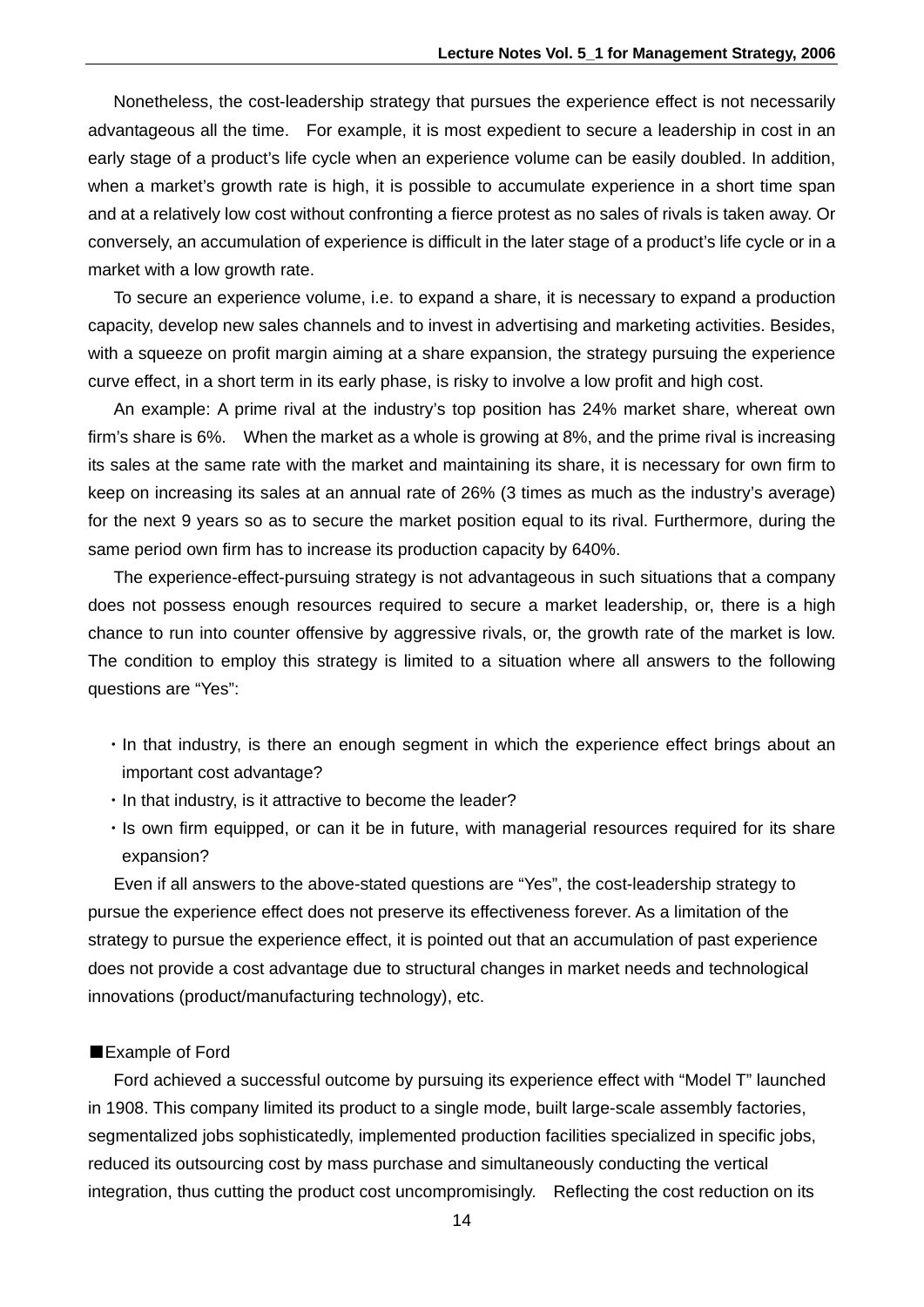Nonetheless, the cost-leadership strategy that pursues the experience effect is not necessarily advantageous all the time. For example, it is most expedient to secure a leadership in cost in an early stage of a product's life cycle when an experience volume can be easily doubled. In addition, when a market's growth rate is high, it is possible to accumulate experience in a short time span and at a relatively low cost without confronting a fierce protest as no sales of rivals is taken away. Or conversely, an accumulation of experience is difficult in the later stage of a product's life cycle or in a market with a low growth rate.

To secure an experience volume, i.e. to expand a share, it is necessary to expand a production capacity, develop new sales channels and to invest in advertising and marketing activities. Besides, with a squeeze on profit margin aiming at a share expansion, the strategy pursuing the experience curve effect, in a short term in its early phase, is risky to involve a low profit and high cost.

An example: A prime rival at the industry's top position has 24% market share, whereat own firm's share is 6%. When the market as a whole is growing at 8%, and the prime rival is increasing its sales at the same rate with the market and maintaining its share, it is necessary for own firm to keep on increasing its sales at an annual rate of 26% (3 times as much as the industry's average) for the next 9 years so as to secure the market position equal to its rival. Furthermore, during the same period own firm has to increase its production capacity by 640%.

The experience-effect-pursuing strategy is not advantageous in such situations that a company does not possess enough resources required to secure a market leadership, or, there is a high chance to run into counter offensive by aggressive rivals, or, the growth rate of the market is low. The condition to employ this strategy is limited to a situation where all answers to the following questions are "Yes":

- In that industry, is there an enough segment in which the experience effect brings about an important cost advantage?
- In that industry, is it attractive to become the leader?
- Is own firm equipped, or can it be in future, with managerial resources required for its share expansion?

Even if all answers to the above-stated questions are "Yes", the cost-leadership strategy to pursue the experience effect does not preserve its effectiveness forever. As a limitation of the strategy to pursue the experience effect, it is pointed out that an accumulation of past experience does not provide a cost advantage due to structural changes in market needs and technological innovations (product/manufacturing technology), etc.

■Example of Ford

Ford achieved a successful outcome by pursuing its experience effect with "Model T" launched in 1908. This company limited its product to a single mode, built large-scale assembly factories, segmentalized jobs sophisticatedly, implemented production facilities specialized in specific jobs, reduced its outsourcing cost by mass purchase and simultaneously conducting the vertical integration, thus cutting the product cost uncompromisingly. Reflecting the cost reduction on its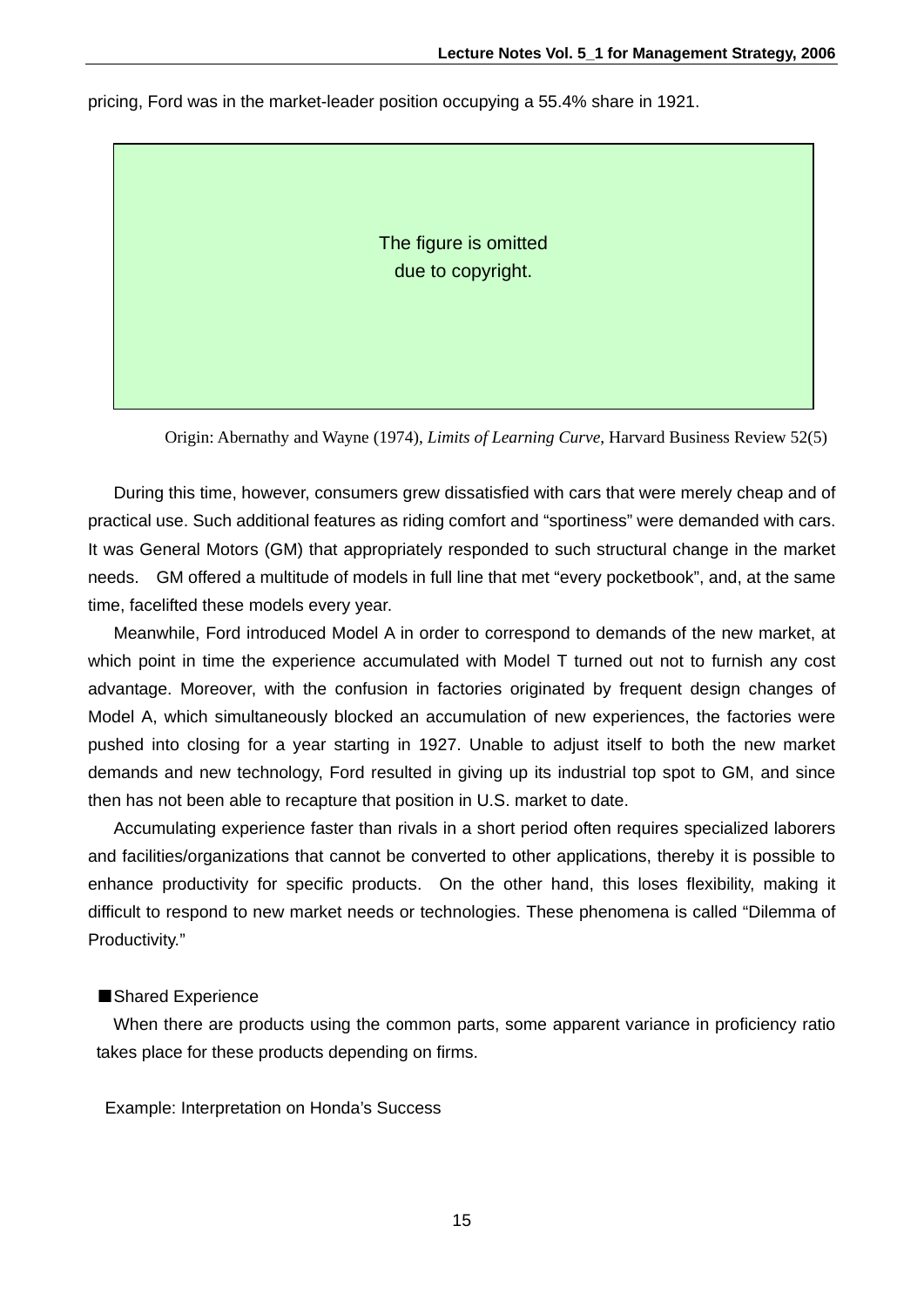pricing, Ford was in the market-leader position occupying a 55.4% share in 1921.

The figure is omitted due to copyright.

Origin: Abernathy and Wayne (1974), *Limits of Learning Curve*, Harvard Business Review 52(5)

During this time, however, consumers grew dissatisfied with cars that were merely cheap and of practical use. Such additional features as riding comfort and "sportiness" were demanded with cars. It was General Motors (GM) that appropriately responded to such structural change in the market needs. GM offered a multitude of models in full line that met "every pocketbook", and, at the same time, facelifted these models every year.

Meanwhile, Ford introduced Model A in order to correspond to demands of the new market, at which point in time the experience accumulated with Model T turned out not to furnish any cost advantage. Moreover, with the confusion in factories originated by frequent design changes of Model A, which simultaneously blocked an accumulation of new experiences, the factories were pushed into closing for a year starting in 1927. Unable to adjust itself to both the new market demands and new technology, Ford resulted in giving up its industrial top spot to GM, and since then has not been able to recapture that position in U.S. market to date.

Accumulating experience faster than rivals in a short period often requires specialized laborers and facilities/organizations that cannot be converted to other applications, thereby it is possible to enhance productivity for specific products. On the other hand, this loses flexibility, making it difficult to respond to new market needs or technologies. These phenomena is called "Dilemma of Productivity."

■Shared Experience

When there are products using the common parts, some apparent variance in proficiency ratio takes place for these products depending on firms.

Example: Interpretation on Honda's Success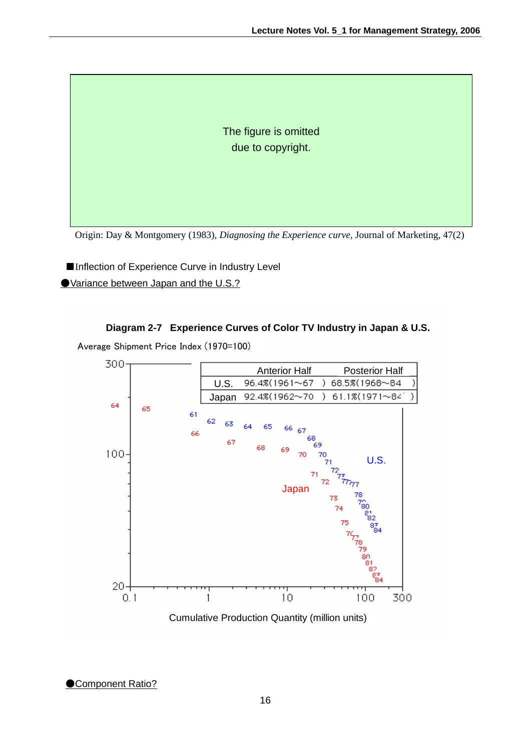The figure is omitted
due to copyright.

Origin: Day & Montgomery (1983), *Diagnosing the Experience curve*, Journal of Marketing, 47(2)

■Inflection of Experience Curve in Industry Level

●Variance between Japan and the U.S.?

**Diagram 2-7 Experience Curves of Color TV Industry in Japan & U.S.**

Average Shipment Price Index (1970=100)

| | Anterior Half | Posterior Half |
|---|---|---|
| U.S. | 96.4%(1961～67) | 68.5%(1968～84) |
| Japan | 92.4%(1962～70) | 61.1%(1971～84) |

Cumulative Production Quantity (million units)

●Component Ratio?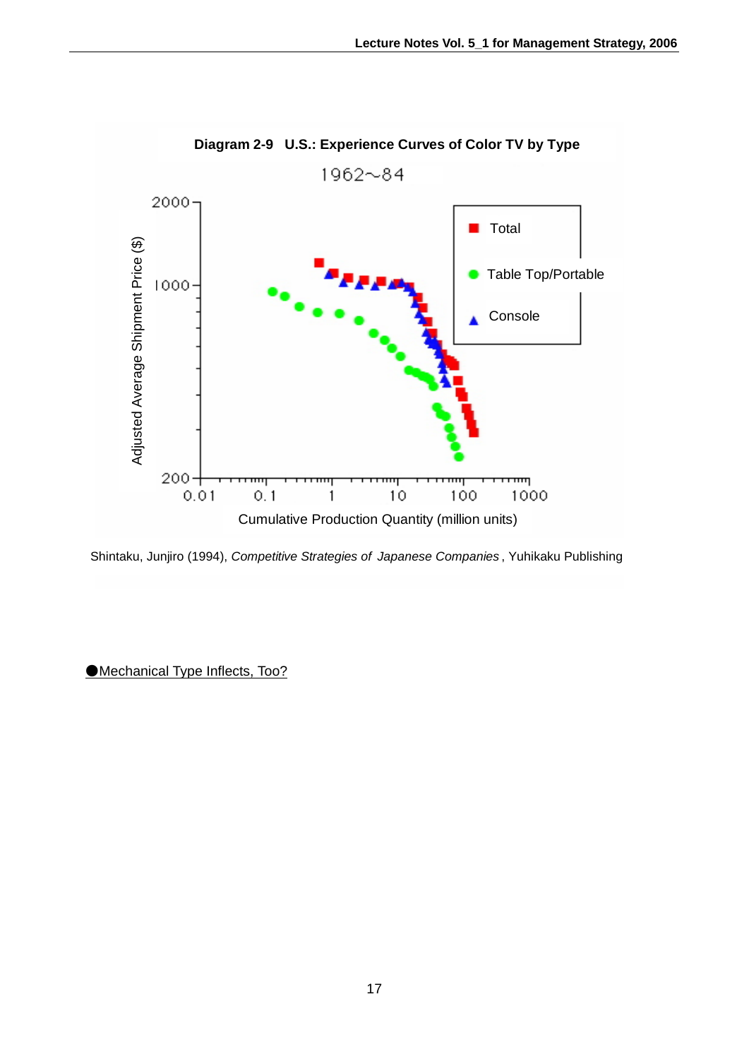**Diagram 2-9 U.S.: Experience Curves of Color TV by Type**

1962~84

Shintaku, Junjiro (1994), *Competitive Strategies of Japanese Companies*, Yuhikaku Publishing

●Mechanical Type Inflects, Too?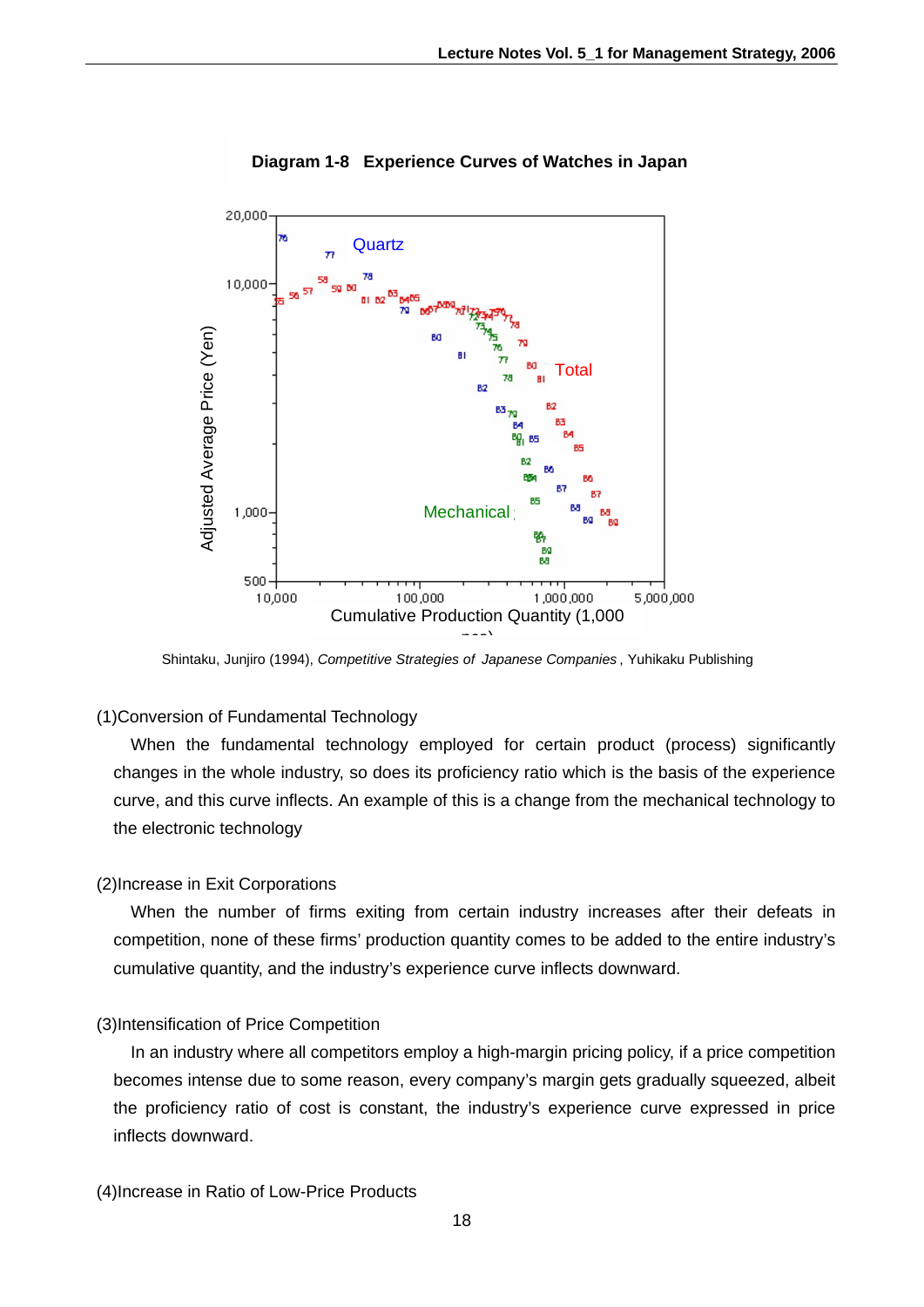**Diagram 1-8 Experience Curves of Watches in Japan**

Shintaku, Junjiro (1994), *Competitive Strategies of Japanese Companies*, Yuhikaku Publishing

(1)Conversion of Fundamental Technology

When the fundamental technology employed for certain product (process) significantly changes in the whole industry, so does its proficiency ratio which is the basis of the experience curve, and this curve inflects. An example of this is a change from the mechanical technology to the electronic technology

(2)Increase in Exit Corporations

When the number of firms exiting from certain industry increases after their defeats in competition, none of these firms' production quantity comes to be added to the entire industry's cumulative quantity, and the industry's experience curve inflects downward.

(3)Intensification of Price Competition

In an industry where all competitors employ a high-margin pricing policy, if a price competition becomes intense due to some reason, every company's margin gets gradually squeezed, albeit the proficiency ratio of cost is constant, the industry's experience curve expressed in price inflects downward.

(4)Increase in Ratio of Low-Price Products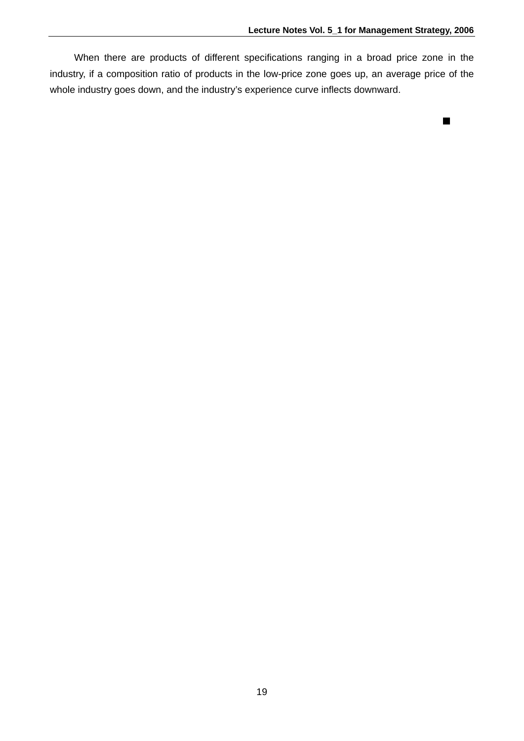When there are products of different specifications ranging in a broad price zone in the industry, if a composition ratio of products in the low-price zone goes up, an average price of the whole industry goes down, and the industry’s experience curve inflects downward.

■